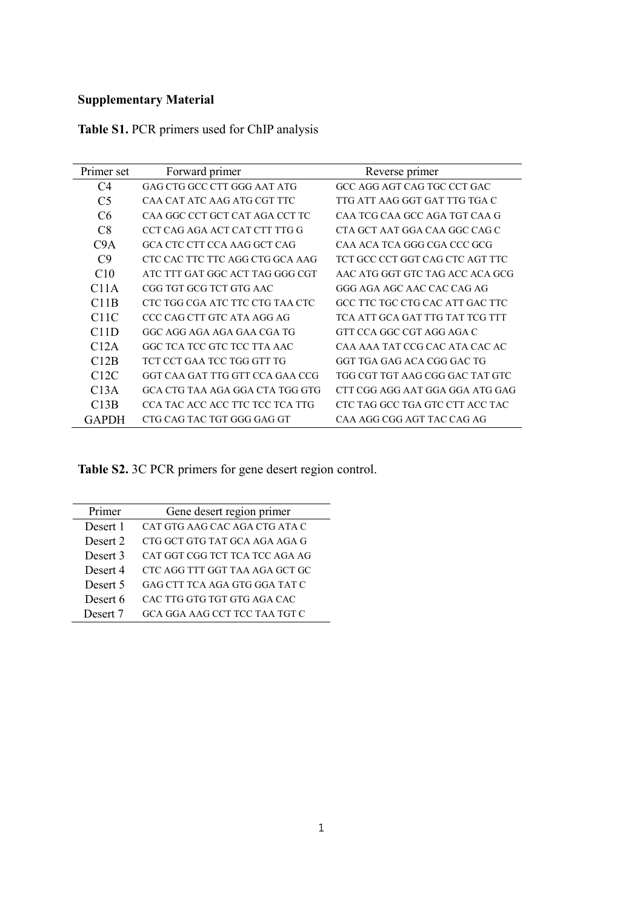**Supplementary Material**

**Table S1.** PCR primers used for ChIP analysis

| Primer set | Forward primer | Reverse primer |
|---|---|---|
| C4 | GAG CTG GCC CTT GGG AAT ATG | GCC AGG AGT CAG TGC CCT GAC |
| C5 | CAA CAT ATC AAG ATG CGT TTC | TTG ATT AAG GGT GAT TTG TGA C |
| C6 | CAA GGC CCT GCT CAT AGA CCT TC | CAA TCG CAA GCC AGA TGT CAA G |
| C8 | CCT CAG AGA ACT CAT CTT TTG G | CTA GCT AAT GGA CAA GGC CAG C |
| C9A | GCA CTC CTT CCA AAG GCT CAG | CAA ACA TCA GGG CGA CCC GCG |
| C9 | CTC CAC TTC TTC AGG CTG GCA AAG | TCT GCC CCT GGT CAG CTC AGT TTC |
| C10 | ATC TTT GAT GGC ACT TAG GGG CGT | AAC ATG GGT GTC TAG ACC ACA GCG |
| C11A | CGG TGT GCG TCT GTG AAC | GGG AGA AGC AAC CAC CAG AG |
| C11B | CTC TGG CGA ATC TTC CTG TAA CTC | GCC TTC TGC CTG CAC ATT GAC TTC |
| C11C | CCC CAG CTT GTC ATA AGG AG | TCA ATT GCA GAT TTG TAT TCG TTT |
| C11D | GGC AGG AGA AGA GAA CGA TG | GTT CCA GGC CGT AGG AGA C |
| C12A | GGC TCA TCC GTC TCC TTA AAC | CAA AAA TAT CCG CAC ATA CAC AC |
| C12B | TCT CCT GAA TCC TGG GTT TG | GGT TGA GAG ACA CGG GAC TG |
| C12C | GGT CAA GAT TTG GTT CCA GAA CCG | TGG CGT TGT AAG CGG GAC TAT GTC |
| C13A | GCA CTG TAA AGA GGA CTA TGG GTG | CTT CGG AGG AAT GGA GGA ATG GAG |
| C13B | CCA TAC ACC ACC TTC TCC TCA TTG | CTC TAG GCC TGA GTC CTT ACC TAC |
| GAPDH | CTG CAG TAC TGT GGG GAG GT | CAA AGG CGG AGT TAC CAG AG |

**Table S2.** 3C PCR primers for gene desert region control.

| Primer | Gene desert region primer |
|---|---|
| Desert 1 | CAT GTG AAG CAC AGA CTG ATA C |
| Desert 2 | CTG GCT GTG TAT GCA AGA AGA G |
| Desert 3 | CAT GGT CGG TCT TCA TCC AGA AG |
| Desert 4 | CTC AGG TTT GGT TAA AGA GCT GC |
| Desert 5 | GAG CTT TCA AGA GTG GGA TAT C |
| Desert 6 | CAC TTG GTG TGT GTG AGA CAC |
| Desert 7 | GCA GGA AAG CCT TCC TAA TGT C |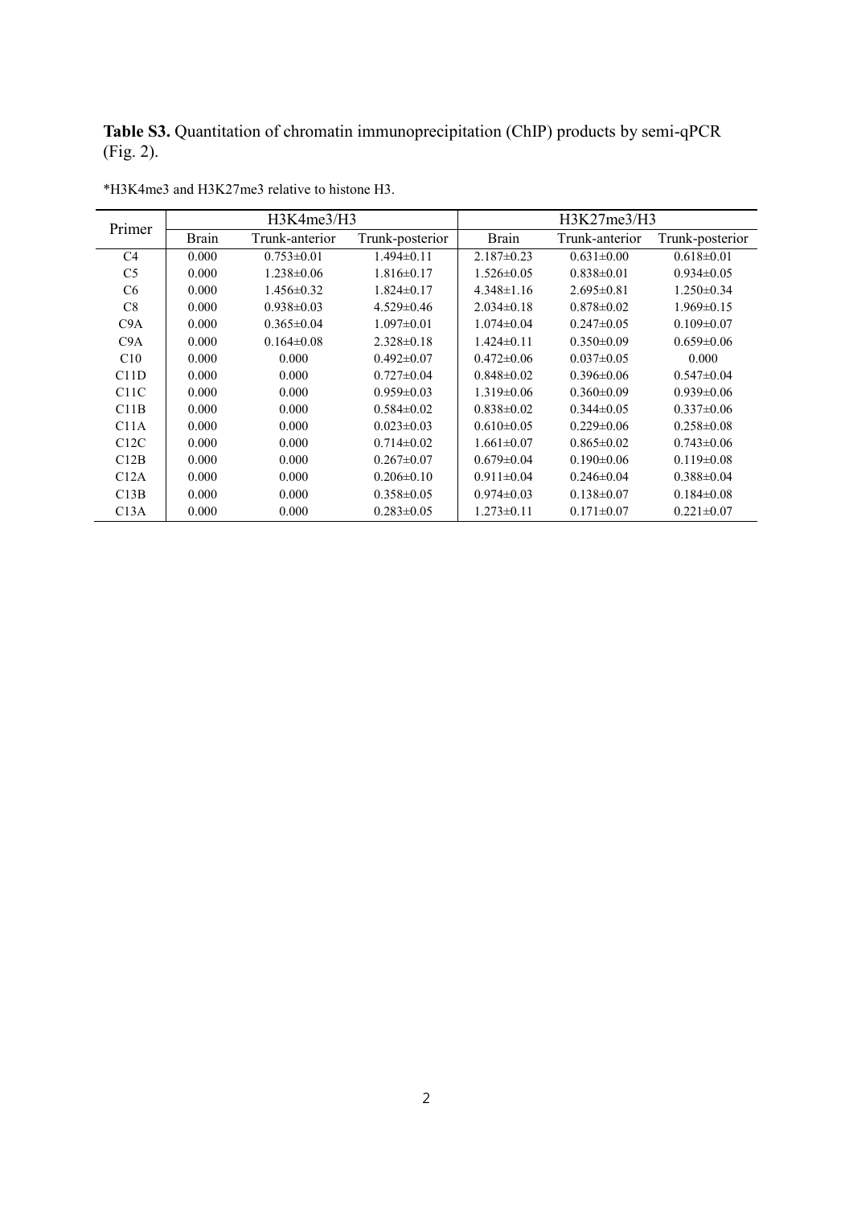**Table S3.** Quantitation of chromatin immunoprecipitation (ChIP) products by semi-qPCR (Fig. 2).

*H3K4me3 and H3K27me3 relative to histone H3.

| Primer | H3K4me3/H3 | | | H3K27me3/H3 | | |
|---|---|---|---|---|---|---|
| | Brain | Trunk-anterior | Trunk-posterior | Brain | Trunk-anterior | Trunk-posterior |
| C4 | 0.000 | 0.753±0.01 | 1.494±0.11 | 2.187±0.23 | 0.631±0.00 | 0.618±0.01 |
| C5 | 0.000 | 1.238±0.06 | 1.816±0.17 | 1.526±0.05 | 0.838±0.01 | 0.934±0.05 |
| C6 | 0.000 | 1.456±0.32 | 1.824±0.17 | 4.348±1.16 | 2.695±0.81 | 1.250±0.34 |
| C8 | 0.000 | 0.938±0.03 | 4.529±0.46 | 2.034±0.18 | 0.878±0.02 | 1.969±0.15 |
| C9A | 0.000 | 0.365±0.04 | 1.097±0.01 | 1.074±0.04 | 0.247±0.05 | 0.109±0.07 |
| C9A | 0.000 | 0.164±0.08 | 2.328±0.18 | 1.424±0.11 | 0.350±0.09 | 0.659±0.06 |
| C10 | 0.000 | 0.000 | 0.492±0.07 | 0.472±0.06 | 0.037±0.05 | 0.000 |
| C11D | 0.000 | 0.000 | 0.727±0.04 | 0.848±0.02 | 0.396±0.06 | 0.547±0.04 |
| C11C | 0.000 | 0.000 | 0.959±0.03 | 1.319±0.06 | 0.360±0.09 | 0.939±0.06 |
| C11B | 0.000 | 0.000 | 0.584±0.02 | 0.838±0.02 | 0.344±0.05 | 0.337±0.06 |
| C11A | 0.000 | 0.000 | 0.023±0.03 | 0.610±0.05 | 0.229±0.06 | 0.258±0.08 |
| C12C | 0.000 | 0.000 | 0.714±0.02 | 1.661±0.07 | 0.865±0.02 | 0.743±0.06 |
| C12B | 0.000 | 0.000 | 0.267±0.07 | 0.679±0.04 | 0.190±0.06 | 0.119±0.08 |
| C12A | 0.000 | 0.000 | 0.206±0.10 | 0.911±0.04 | 0.246±0.04 | 0.388±0.04 |
| C13B | 0.000 | 0.000 | 0.358±0.05 | 0.974±0.03 | 0.138±0.07 | 0.184±0.08 |
| C13A | 0.000 | 0.000 | 0.283±0.05 | 1.273±0.11 | 0.171±0.07 | 0.221±0.07 |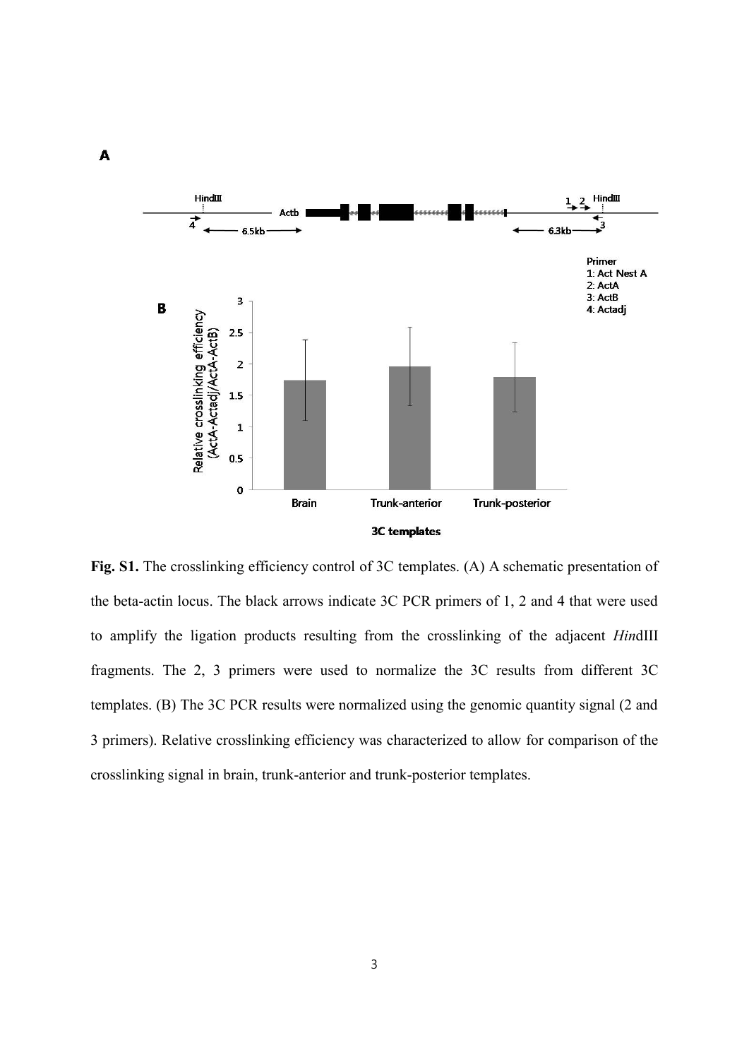**Fig. S1.** The crosslinking efficiency control of 3C templates. (A) A schematic presentation of the beta-actin locus. The black arrows indicate 3C PCR primers of 1, 2 and 4 that were used to amplify the ligation products resulting from the crosslinking of the adjacent *Hin*dIII fragments. The 2, 3 primers were used to normalize the 3C results from different 3C templates. (B) The 3C PCR results were normalized using the genomic quantity signal (2 and 3 primers). Relative crosslinking efficiency was characterized to allow for comparison of the crosslinking signal in brain, trunk-anterior and trunk-posterior templates.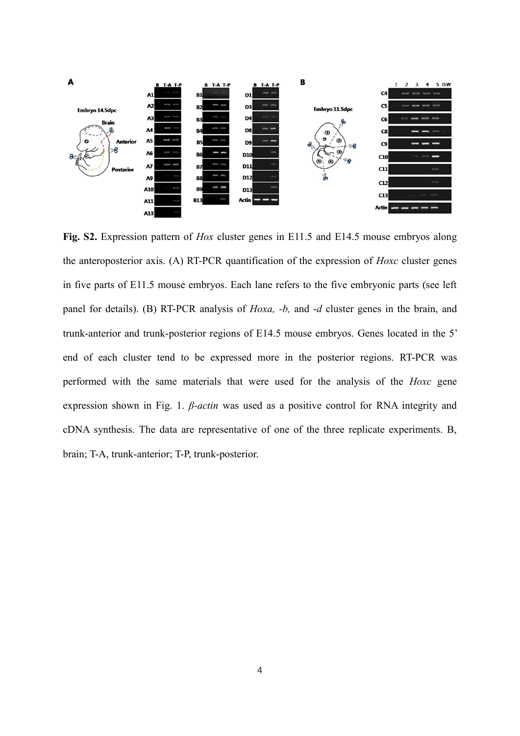**Fig. S2.** Expression pattern of *Hox* cluster genes in E11.5 and E14.5 mouse embryos along the anteroposterior axis. (A) RT-PCR quantification of the expression of *Hoxc* cluster genes in five parts of E11.5 mouse embryos. Each lane refers to the five embryonic parts (see left panel for details). (B) RT-PCR analysis of *Hoxa, -b,* and *-d* cluster genes in the brain, and trunk-anterior and trunk-posterior regions of E14.5 mouse embryos. Genes located in the 5' end of each cluster tend to be expressed more in the posterior regions. RT-PCR was performed with the same materials that were used for the analysis of the *Hoxc* gene expression shown in Fig. 1. *β-actin* was used as a positive control for RNA integrity and cDNA synthesis. The data are representative of one of the three replicate experiments. B, brain; T-A, trunk-anterior; T-P, trunk-posterior.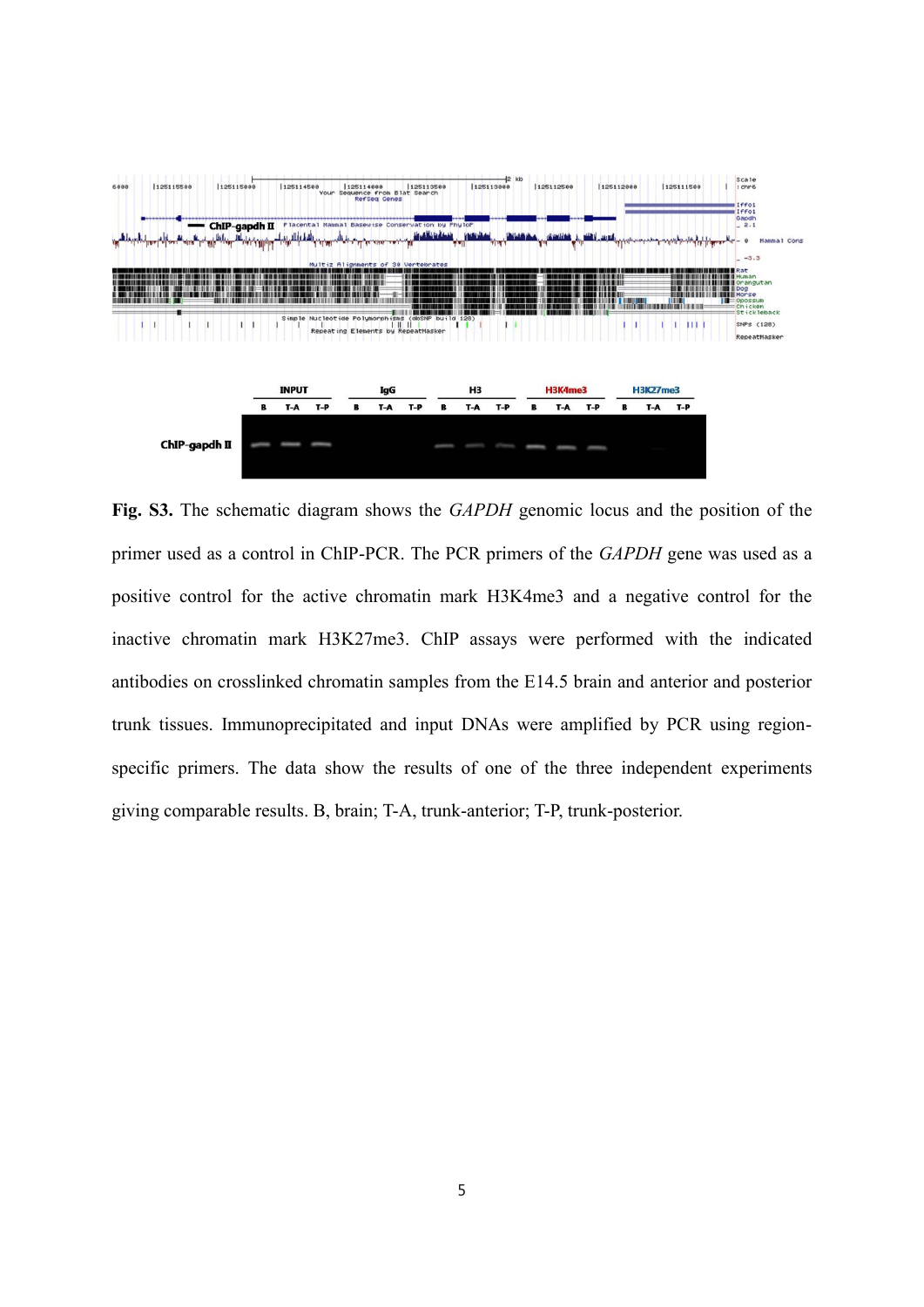**Fig. S3.** The schematic diagram shows the *GAPDH* genomic locus and the position of the primer used as a control in ChIP-PCR. The PCR primers of the *GAPDH* gene was used as a positive control for the active chromatin mark H3K4me3 and a negative control for the inactive chromatin mark H3K27me3. ChIP assays were performed with the indicated antibodies on crosslinked chromatin samples from the E14.5 brain and anterior and posterior trunk tissues. Immunoprecipitated and input DNAs were amplified by PCR using region-specific primers. The data show the results of one of the three independent experiments giving comparable results. B, brain; T-A, trunk-anterior; T-P, trunk-posterior.